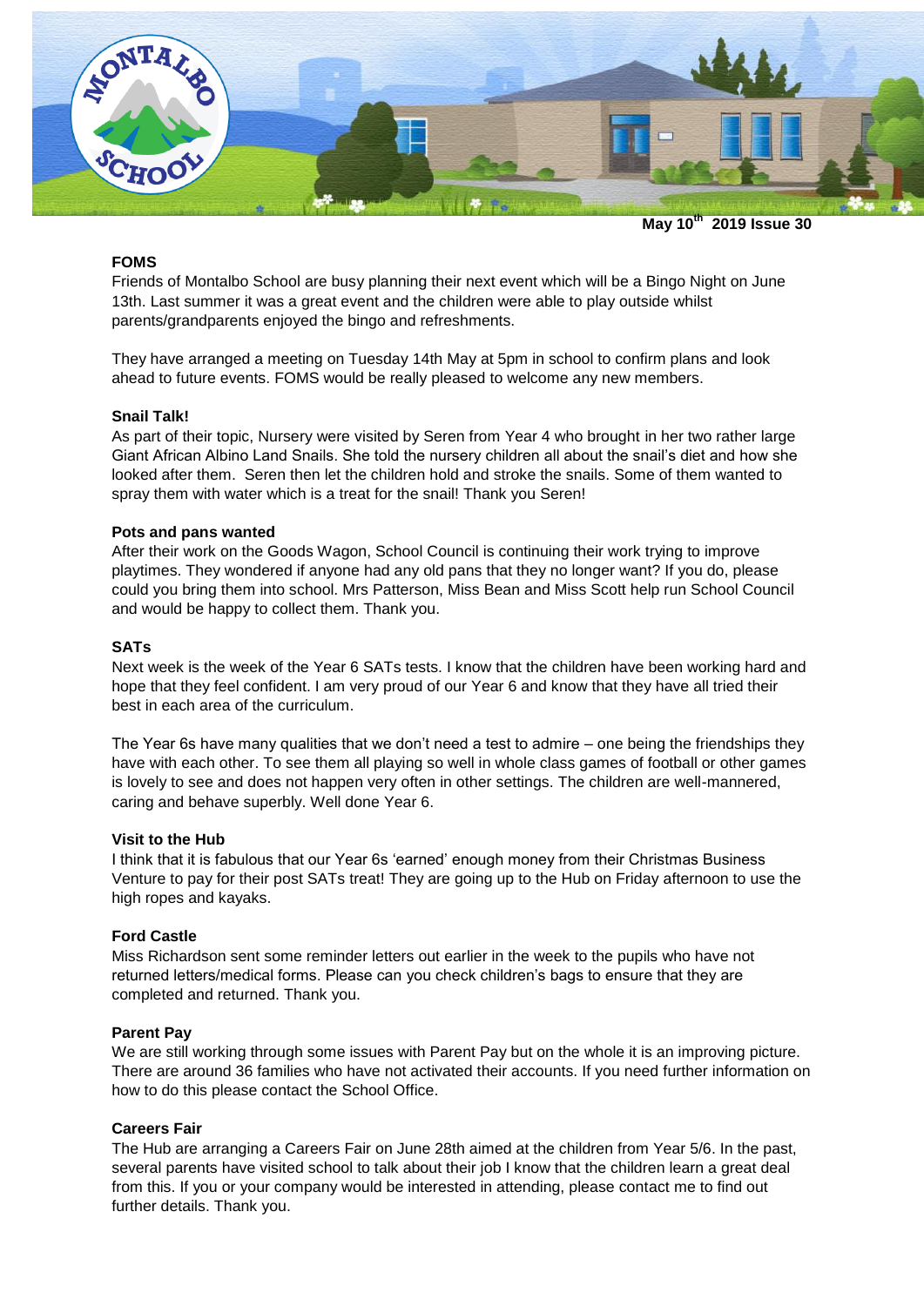May 10th 2019 Issue 30

**FOMS**

Friends of Montalbo School are busy planning their next event which will be a Bingo Night on June 13th. Last summer it was a great event and the children were able to play outside whilst parents/grandparents enjoyed the bingo and refreshments.

They have arranged a meeting on Tuesday 14th May at 5pm in school to confirm plans and look ahead to future events. FOMS would be really pleased to welcome any new members.

**Snail Talk!**

As part of their topic, Nursery were visited by Seren from Year 4 who brought in her two rather large Giant African Albino Land Snails. She told the nursery children all about the snail's diet and how she looked after them. Seren then let the children hold and stroke the snails. Some of them wanted to spray them with water which is a treat for the snail! Thank you Seren!

**Pots and pans wanted**

After their work on the Goods Wagon, School Council is continuing their work trying to improve playtimes. They wondered if anyone had any old pans that they no longer want? If you do, please could you bring them into school. Mrs Patterson, Miss Bean and Miss Scott help run School Council and would be happy to collect them. Thank you.

**SATs**

Next week is the week of the Year 6 SATs tests. I know that the children have been working hard and hope that they feel confident. I am very proud of our Year 6 and know that they have all tried their best in each area of the curriculum.

The Year 6s have many qualities that we don't need a test to admire – one being the friendships they have with each other. To see them all playing so well in whole class games of football or other games is lovely to see and does not happen very often in other settings. The children are well-mannered, caring and behave superbly. Well done Year 6.

**Visit to the Hub**

I think that it is fabulous that our Year 6s 'earned' enough money from their Christmas Business Venture to pay for their post SATs treat! They are going up to the Hub on Friday afternoon to use the high ropes and kayaks.

**Ford Castle**

Miss Richardson sent some reminder letters out earlier in the week to the pupils who have not returned letters/medical forms. Please can you check children's bags to ensure that they are completed and returned. Thank you.

**Parent Pay**

We are still working through some issues with Parent Pay but on the whole it is an improving picture. There are around 36 families who have not activated their accounts. If you need further information on how to do this please contact the School Office.

**Careers Fair**

The Hub are arranging a Careers Fair on June 28th aimed at the children from Year 5/6. In the past, several parents have visited school to talk about their job I know that the children learn a great deal from this. If you or your company would be interested in attending, please contact me to find out further details. Thank you.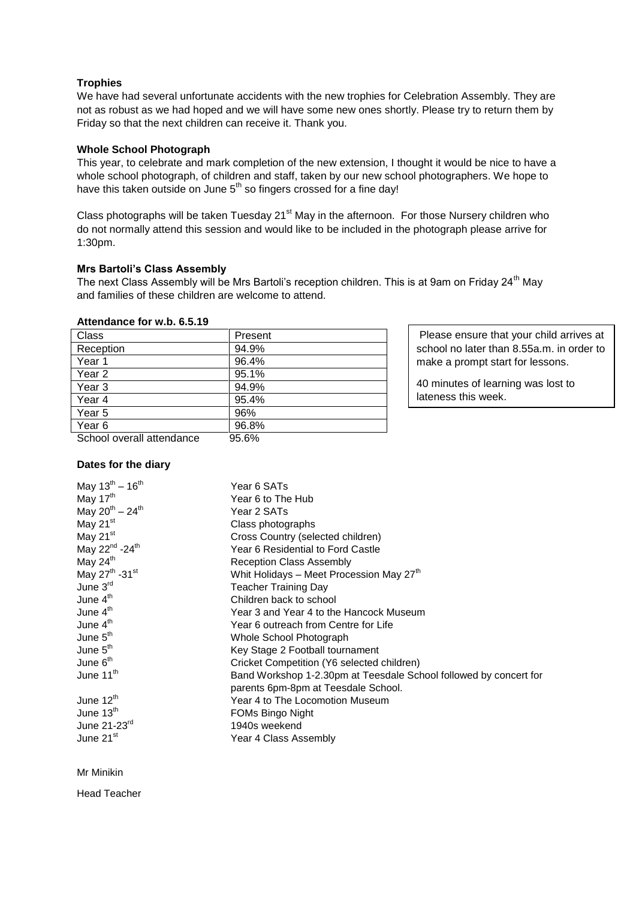**Trophies**

We have had several unfortunate accidents with the new trophies for Celebration Assembly. They are not as robust as we had hoped and we will have some new ones shortly. Please try to return them by Friday so that the next children can receive it. Thank you.

**Whole School Photograph**

This year, to celebrate and mark completion of the new extension, I thought it would be nice to have a whole school photograph, of children and staff, taken by our new school photographers. We hope to have this taken outside on June 5th so fingers crossed for a fine day!

Class photographs will be taken Tuesday 21st May in the afternoon. For those Nursery children who do not normally attend this session and would like to be included in the photograph please arrive for 1:30pm.

**Mrs Bartoli's Class Assembly**

The next Class Assembly will be Mrs Bartoli's reception children. This is at 9am on Friday 24th May and families of these children are welcome to attend.

**Attendance for w.b. 6.5.19**

| Class | Present |
|---|---|
| Reception | 94.9% |
| Year 1 | 96.4% |
| Year 2 | 95.1% |
| Year 3 | 94.9% |
| Year 4 | 95.4% |
| Year 5 | 96% |
| Year 6 | 96.8% |
| School overall attendance | 95.6% |

Please ensure that your child arrives at school no later than 8.55a.m. in order to make a prompt start for lessons.

40 minutes of learning was lost to lateness this week.

**Dates for the diary**

| | |
|---|---|
| May 13th – 16th | Year 6 SATs |
| May 17th | Year 6 to The Hub |
| May 20th – 24th | Year 2 SATs |
| May 21st | Class photographs |
| May 21st | Cross Country (selected children) |
| May 22nd -24th | Year 6 Residential to Ford Castle |
| May 24th | Reception Class Assembly |
| May 27th -31st | Whit Holidays – Meet Procession May 27th |
| June 3rd | Teacher Training Day |
| June 4th | Children back to school |
| June 4th | Year 3 and Year 4 to the Hancock Museum |
| June 4th | Year 6 outreach from Centre for Life |
| June 5th | Whole School Photograph |
| June 5th | Key Stage 2 Football tournament |
| June 6th | Cricket Competition (Y6 selected children) |
| June 11th | Band Workshop 1-2.30pm at Teesdale School followed by concert for parents 6pm-8pm at Teesdale School. |
| June 12th | Year 4 to The Locomotion Museum |
| June 13th | FOMs Bingo Night |
| June 21-23rd | 1940s weekend |
| June 21st | Year 4 Class Assembly |

Mr Minikin

Head Teacher